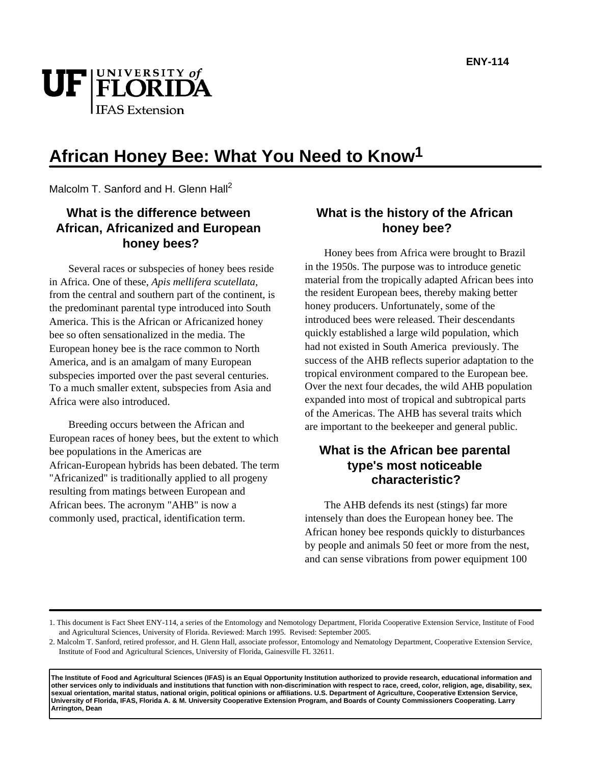# African Honey Bee: What You Need to Know[1]

Malcolm T. Sanford and H. Glenn Hall[2]

## What is the difference between African, Africanized and European honey bees?

Several races or subspecies of honey bees reside in Africa. One of these, *Apis mellifera scutellata*, from the central and southern part of the continent, is the predominant parental type introduced into South America. This is the African or Africanized honey bee so often sensationalized in the media. The European honey bee is the race common to North America, and is an amalgam of many European subspecies imported over the past several centuries. To a much smaller extent, subspecies from Asia and Africa were also introduced.

Breeding occurs between the African and European races of honey bees, but the extent to which bee populations in the Americas are African-European hybrids has been debated. The term "Africanized" is traditionally applied to all progeny resulting from matings between European and African bees. The acronym "AHB" is now a commonly used, practical, identification term.

## What is the history of the African honey bee?

Honey bees from Africa were brought to Brazil in the 1950s. The purpose was to introduce genetic material from the tropically adapted African bees into the resident European bees, thereby making better honey producers. Unfortunately, some of the introduced bees were released. Their descendants quickly established a large wild population, which had not existed in South America previously. The success of the AHB reflects superior adaptation to the tropical environment compared to the European bee. Over the next four decades, the wild AHB population expanded into most of tropical and subtropical parts of the Americas. The AHB has several traits which are important to the beekeeper and general public.

## What is the African bee parental type's most noticeable characteristic?

The AHB defends its nest (stings) far more intensely than does the European honey bee. The African honey bee responds quickly to disturbances by people and animals 50 feet or more from the nest, and can sense vibrations from power equipment 100

---

1. This document is Fact Sheet ENY-114, a series of the Entomology and Nemotology Department, Florida Cooperative Extension Service, Institute of Food and Agricultural Sciences, University of Florida. Reviewed: March 1995. Revised: September 2005.

2. Malcolm T. Sanford, retired professor, and H. Glenn Hall, associate professor, Entomology and Nematology Department, Cooperative Extension Service, Institute of Food and Agricultural Sciences, University of Florida, Gainesville FL 32611.

**The Institute of Food and Agricultural Sciences (IFAS) is an Equal Opportunity Institution authorized to provide research, educational information and other services only to individuals and institutions that function with non-discrimination with respect to race, creed, color, religion, age, disability, sex, sexual orientation, marital status, national origin, political opinions or affiliations. U.S. Department of Agriculture, Cooperative Extension Service, University of Florida, IFAS, Florida A. & M. University Cooperative Extension Program, and Boards of County Commissioners Cooperating. Larry Arrington, Dean**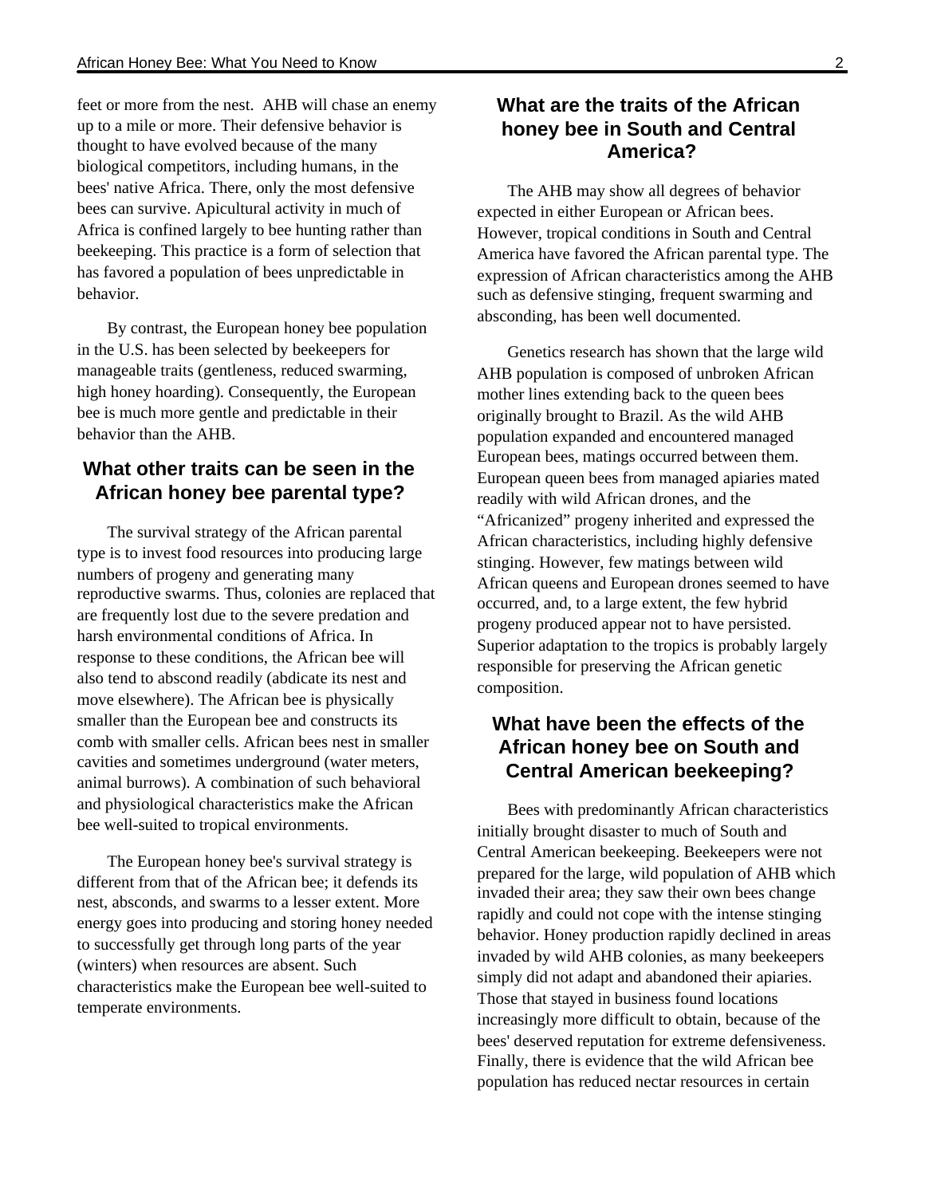feet or more from the nest.  AHB will chase an enemy up to a mile or more. Their defensive behavior is thought to have evolved because of the many biological competitors, including humans, in the bees' native Africa. There, only the most defensive bees can survive. Apicultural activity in much of Africa is confined largely to bee hunting rather than beekeeping. This practice is a form of selection that has favored a population of bees unpredictable in behavior.

By contrast, the European honey bee population in the U.S. has been selected by beekeepers for manageable traits (gentleness, reduced swarming, high honey hoarding). Consequently, the European bee is much more gentle and predictable in their behavior than the AHB.

## What other traits can be seen in the African honey bee parental type?

The survival strategy of the African parental type is to invest food resources into producing large numbers of progeny and generating many reproductive swarms. Thus, colonies are replaced that are frequently lost due to the severe predation and harsh environmental conditions of Africa. In response to these conditions, the African bee will also tend to abscond readily (abdicate its nest and move elsewhere). The African bee is physically smaller than the European bee and constructs its comb with smaller cells. African bees nest in smaller cavities and sometimes underground (water meters, animal burrows). A combination of such behavioral and physiological characteristics make the African bee well-suited to tropical environments.

The European honey bee's survival strategy is different from that of the African bee; it defends its nest, absconds, and swarms to a lesser extent. More energy goes into producing and storing honey needed to successfully get through long parts of the year (winters) when resources are absent. Such characteristics make the European bee well-suited to temperate environments.

## What are the traits of the African honey bee in South and Central America?

The AHB may show all degrees of behavior expected in either European or African bees. However, tropical conditions in South and Central America have favored the African parental type. The expression of African characteristics among the AHB such as defensive stinging, frequent swarming and absconding, has been well documented.

Genetics research has shown that the large wild AHB population is composed of unbroken African mother lines extending back to the queen bees originally brought to Brazil. As the wild AHB population expanded and encountered managed European bees, matings occurred between them. European queen bees from managed apiaries mated readily with wild African drones, and the “Africanized” progeny inherited and expressed the African characteristics, including highly defensive stinging. However, few matings between wild African queens and European drones seemed to have occurred, and, to a large extent, the few hybrid progeny produced appear not to have persisted. Superior adaptation to the tropics is probably largely responsible for preserving the African genetic composition.

## What have been the effects of the African honey bee on South and Central American beekeeping?

Bees with predominantly African characteristics initially brought disaster to much of South and Central American beekeeping. Beekeepers were not prepared for the large, wild population of AHB which invaded their area; they saw their own bees change rapidly and could not cope with the intense stinging behavior. Honey production rapidly declined in areas invaded by wild AHB colonies, as many beekeepers simply did not adapt and abandoned their apiaries. Those that stayed in business found locations increasingly more difficult to obtain, because of the bees' deserved reputation for extreme defensiveness. Finally, there is evidence that the wild African bee population has reduced nectar resources in certain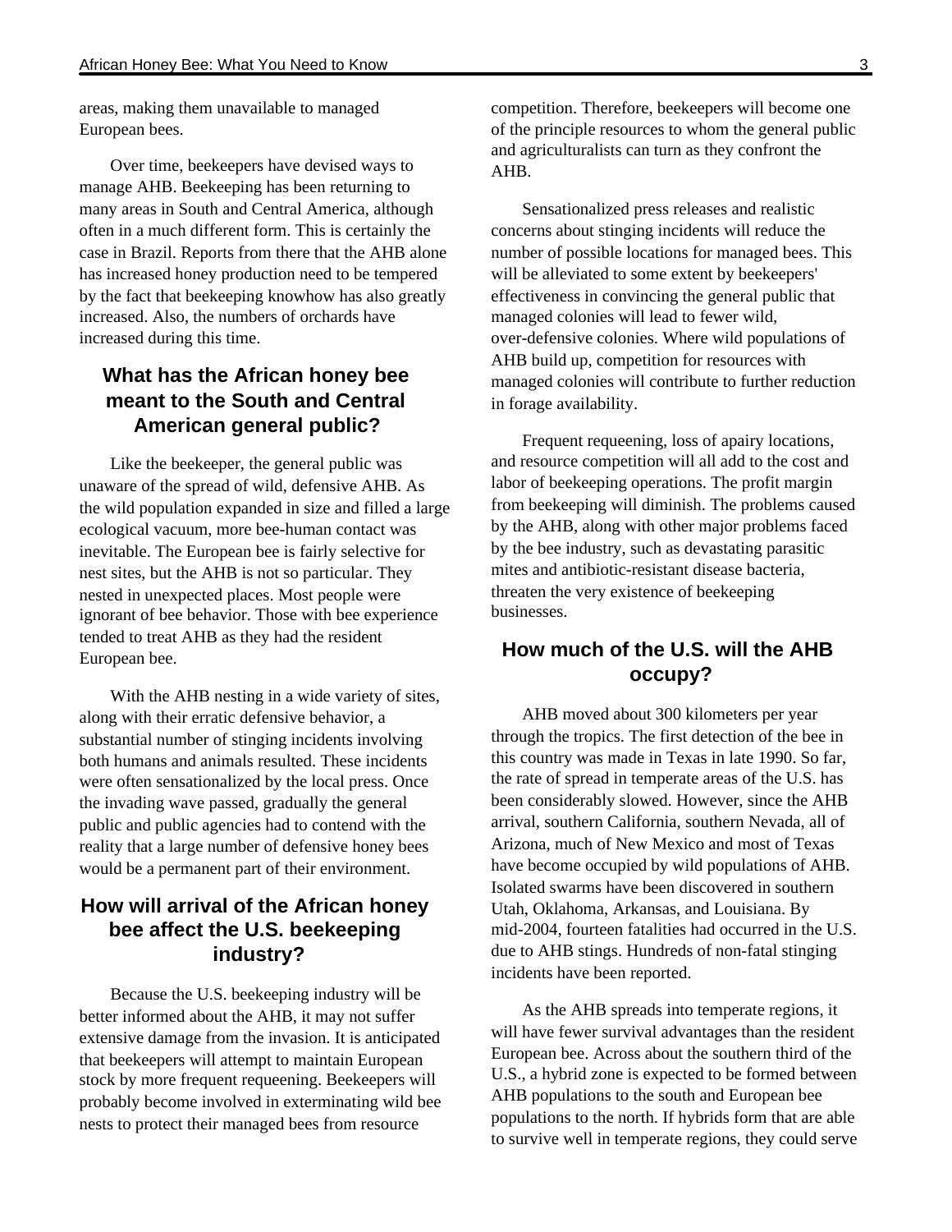areas, making them unavailable to managed European bees.

Over time, beekeepers have devised ways to manage AHB. Beekeeping has been returning to many areas in South and Central America, although often in a much different form. This is certainly the case in Brazil. Reports from there that the AHB alone has increased honey production need to be tempered by the fact that beekeeping knowhow has also greatly increased. Also, the numbers of orchards have increased during this time.

## What has the African honey bee meant to the South and Central American general public?

Like the beekeeper, the general public was unaware of the spread of wild, defensive AHB. As the wild population expanded in size and filled a large ecological vacuum, more bee-human contact was inevitable. The European bee is fairly selective for nest sites, but the AHB is not so particular. They nested in unexpected places. Most people were ignorant of bee behavior. Those with bee experience tended to treat AHB as they had the resident European bee.

With the AHB nesting in a wide variety of sites, along with their erratic defensive behavior, a substantial number of stinging incidents involving both humans and animals resulted. These incidents were often sensationalized by the local press. Once the invading wave passed, gradually the general public and public agencies had to contend with the reality that a large number of defensive honey bees would be a permanent part of their environment.

## How will arrival of the African honey bee affect the U.S. beekeeping industry?

Because the U.S. beekeeping industry will be better informed about the AHB, it may not suffer extensive damage from the invasion. It is anticipated that beekeepers will attempt to maintain European stock by more frequent requeening. Beekeepers will probably become involved in exterminating wild bee nests to protect their managed bees from resource competition. Therefore, beekeepers will become one of the principle resources to whom the general public and agriculturalists can turn as they confront the AHB.

Sensationalized press releases and realistic concerns about stinging incidents will reduce the number of possible locations for managed bees. This will be alleviated to some extent by beekeepers' effectiveness in convincing the general public that managed colonies will lead to fewer wild, over-defensive colonies. Where wild populations of AHB build up, competition for resources with managed colonies will contribute to further reduction in forage availability.

Frequent requeening, loss of apairy locations, and resource competition will all add to the cost and labor of beekeeping operations. The profit margin from beekeeping will diminish. The problems caused by the AHB, along with other major problems faced by the bee industry, such as devastating parasitic mites and antibiotic-resistant disease bacteria, threaten the very existence of beekeeping businesses.

## How much of the U.S. will the AHB occupy?

AHB moved about 300 kilometers per year through the tropics. The first detection of the bee in this country was made in Texas in late 1990. So far, the rate of spread in temperate areas of the U.S. has been considerably slowed. However, since the AHB arrival, southern California, southern Nevada, all of Arizona, much of New Mexico and most of Texas have become occupied by wild populations of AHB. Isolated swarms have been discovered in southern Utah, Oklahoma, Arkansas, and Louisiana. By mid-2004, fourteen fatalities had occurred in the U.S. due to AHB stings. Hundreds of non-fatal stinging incidents have been reported.

As the AHB spreads into temperate regions, it will have fewer survival advantages than the resident European bee. Across about the southern third of the U.S., a hybrid zone is expected to be formed between AHB populations to the south and European bee populations to the north. If hybrids form that are able to survive well in temperate regions, they could serve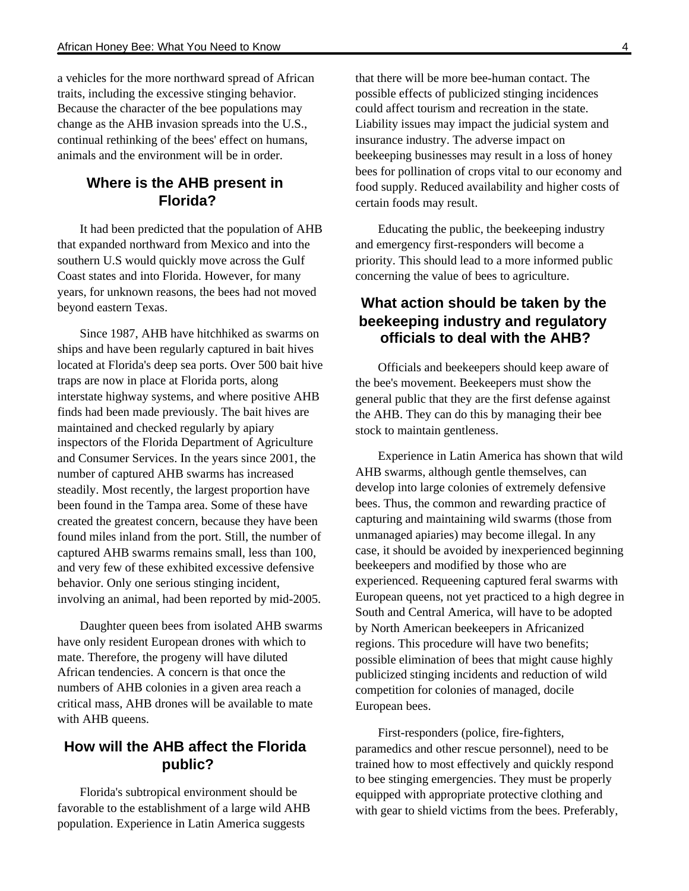a vehicles for the more northward spread of African traits, including the excessive stinging behavior. Because the character of the bee populations may change as the AHB invasion spreads into the U.S., continual rethinking of the bees' effect on humans, animals and the environment will be in order.

## Where is the AHB present in Florida?

It had been predicted that the population of AHB that expanded northward from Mexico and into the southern U.S would quickly move across the Gulf Coast states and into Florida. However, for many years, for unknown reasons, the bees had not moved beyond eastern Texas.

Since 1987, AHB have hitchhiked as swarms on ships and have been regularly captured in bait hives located at Florida's deep sea ports. Over 500 bait hive traps are now in place at Florida ports, along interstate highway systems, and where positive AHB finds had been made previously. The bait hives are maintained and checked regularly by apiary inspectors of the Florida Department of Agriculture and Consumer Services. In the years since 2001, the number of captured AHB swarms has increased steadily. Most recently, the largest proportion have been found in the Tampa area. Some of these have created the greatest concern, because they have been found miles inland from the port. Still, the number of captured AHB swarms remains small, less than 100, and very few of these exhibited excessive defensive behavior. Only one serious stinging incident, involving an animal, had been reported by mid-2005.

Daughter queen bees from isolated AHB swarms have only resident European drones with which to mate. Therefore, the progeny will have diluted African tendencies. A concern is that once the numbers of AHB colonies in a given area reach a critical mass, AHB drones will be available to mate with AHB queens.

## How will the AHB affect the Florida public?

Florida's subtropical environment should be favorable to the establishment of a large wild AHB population. Experience in Latin America suggests that there will be more bee-human contact. The possible effects of publicized stinging incidences could affect tourism and recreation in the state. Liability issues may impact the judicial system and insurance industry. The adverse impact on beekeeping businesses may result in a loss of honey bees for pollination of crops vital to our economy and food supply. Reduced availability and higher costs of certain foods may result.

Educating the public, the beekeeping industry and emergency first-responders will become a priority. This should lead to a more informed public concerning the value of bees to agriculture.

## What action should be taken by the beekeeping industry and regulatory officials to deal with the AHB?

Officials and beekeepers should keep aware of the bee's movement. Beekeepers must show the general public that they are the first defense against the AHB. They can do this by managing their bee stock to maintain gentleness.

Experience in Latin America has shown that wild AHB swarms, although gentle themselves, can develop into large colonies of extremely defensive bees. Thus, the common and rewarding practice of capturing and maintaining wild swarms (those from unmanaged apiaries) may become illegal. In any case, it should be avoided by inexperienced beginning beekeepers and modified by those who are experienced. Requeening captured feral swarms with European queens, not yet practiced to a high degree in South and Central America, will have to be adopted by North American beekeepers in Africanized regions. This procedure will have two benefits; possible elimination of bees that might cause highly publicized stinging incidents and reduction of wild competition for colonies of managed, docile European bees.

First-responders (police, fire-fighters, paramedics and other rescue personnel), need to be trained how to most effectively and quickly respond to bee stinging emergencies. They must be properly equipped with appropriate protective clothing and with gear to shield victims from the bees. Preferably,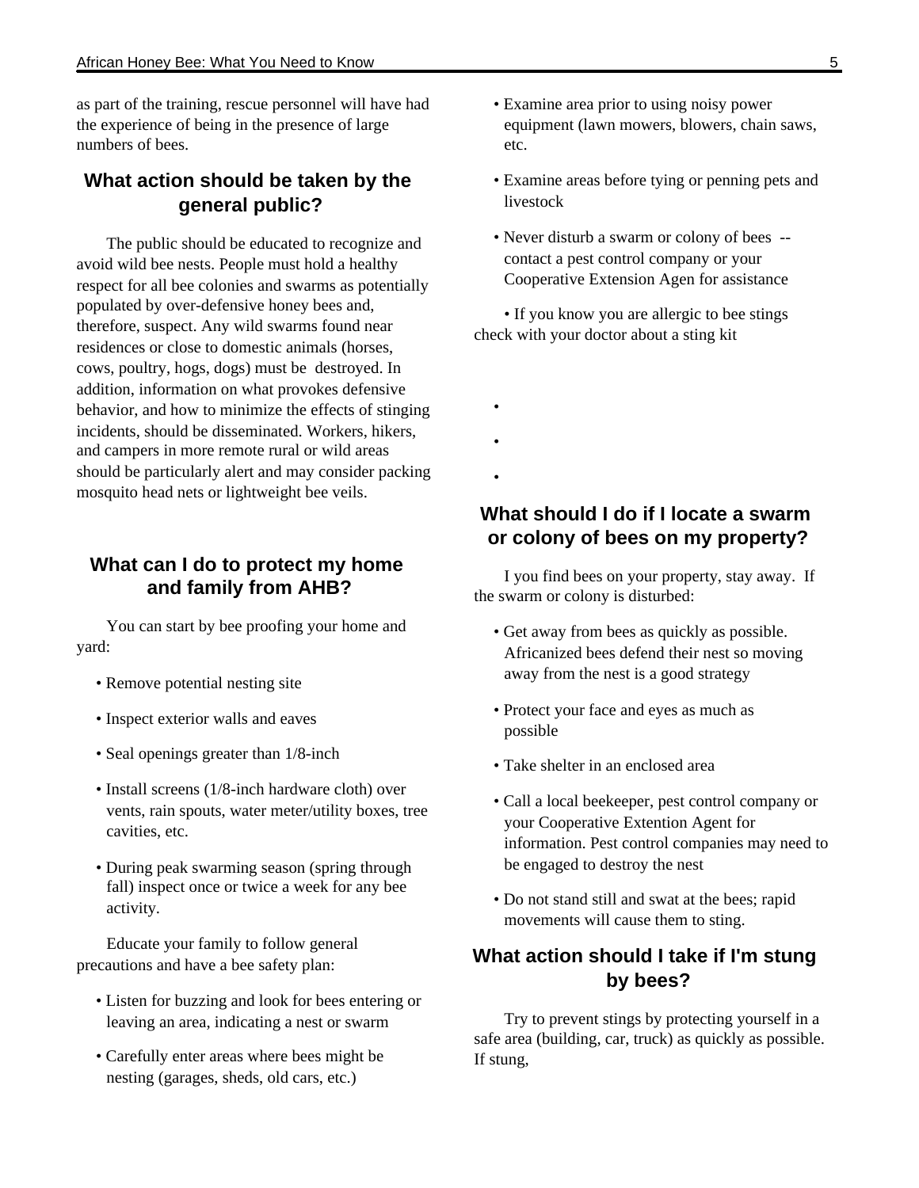as part of the training, rescue personnel will have had the experience of being in the presence of large numbers of bees.

## What action should be taken by the general public?

The public should be educated to recognize and avoid wild bee nests. People must hold a healthy respect for all bee colonies and swarms as potentially populated by over-defensive honey bees and, therefore, suspect. Any wild swarms found near residences or close to domestic animals (horses, cows, poultry, hogs, dogs) must be destroyed. In addition, information on what provokes defensive behavior, and how to minimize the effects of stinging incidents, should be disseminated. Workers, hikers, and campers in more remote rural or wild areas should be particularly alert and may consider packing mosquito head nets or lightweight bee veils.

## What can I do to protect my home and family from AHB?

You can start by bee proofing your home and yard:

- Remove potential nesting site
- Inspect exterior walls and eaves
- Seal openings greater than 1/8-inch
- Install screens (1/8-inch hardware cloth) over vents, rain spouts, water meter/utility boxes, tree cavities, etc.
- During peak swarming season (spring through fall) inspect once or twice a week for any bee activity.

Educate your family to follow general precautions and have a bee safety plan:

- Listen for buzzing and look for bees entering or leaving an area, indicating a nest or swarm
- Carefully enter areas where bees might be nesting (garages, sheds, old cars, etc.)
- Examine area prior to using noisy power equipment (lawn mowers, blowers, chain saws, etc.
- Examine areas before tying or penning pets and livestock
- Never disturb a swarm or colony of bees -- contact a pest control company or your Cooperative Extension Agen for assistance

• If you know you are allergic to bee stings check with your doctor about a sting kit

## What should I do if I locate a swarm or colony of bees on my property?

I you find bees on your property, stay away. If the swarm or colony is disturbed:

- Get away from bees as quickly as possible. Africanized bees defend their nest so moving away from the nest is a good strategy
- Protect your face and eyes as much as possible
- Take shelter in an enclosed area
- Call a local beekeeper, pest control company or your Cooperative Extention Agent for information. Pest control companies may need to be engaged to destroy the nest
- Do not stand still and swat at the bees; rapid movements will cause them to sting.

## What action should I take if I'm stung by bees?

Try to prevent stings by protecting yourself in a safe area (building, car, truck) as quickly as possible. If stung,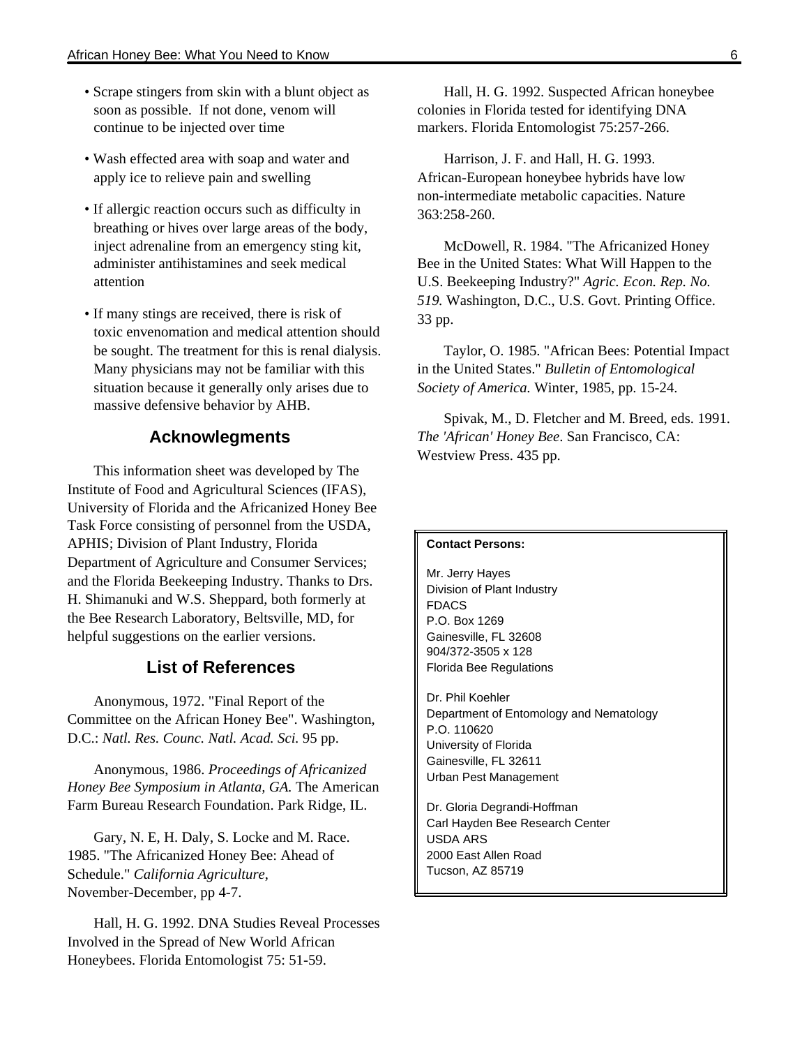- Scrape stingers from skin with a blunt object as soon as possible. If not done, venom will continue to be injected over time
- Wash effected area with soap and water and apply ice to relieve pain and swelling
- If allergic reaction occurs such as difficulty in breathing or hives over large areas of the body, inject adrenaline from an emergency sting kit, administer antihistamines and seek medical attention
- If many stings are received, there is risk of toxic envenomation and medical attention should be sought. The treatment for this is renal dialysis. Many physicians may not be familiar with this situation because it generally only arises due to massive defensive behavior by AHB.

## Acknowlegments

This information sheet was developed by The Institute of Food and Agricultural Sciences (IFAS), University of Florida and the Africanized Honey Bee Task Force consisting of personnel from the USDA, APHIS; Division of Plant Industry, Florida Department of Agriculture and Consumer Services; and the Florida Beekeeping Industry. Thanks to Drs. H. Shimanuki and W.S. Sheppard, both formerly at the Bee Research Laboratory, Beltsville, MD, for helpful suggestions on the earlier versions.

## List of References

Anonymous, 1972. "Final Report of the Committee on the African Honey Bee". Washington, D.C.: *Natl. Res. Counc. Natl. Acad. Sci.* 95 pp.

Anonymous, 1986. *Proceedings of Africanized Honey Bee Symposium in Atlanta, GA.* The American Farm Bureau Research Foundation. Park Ridge, IL.

Gary, N. E, H. Daly, S. Locke and M. Race. 1985. "The Africanized Honey Bee: Ahead of Schedule." *California Agriculture*, November-December, pp 4-7.

Hall, H. G. 1992. DNA Studies Reveal Processes Involved in the Spread of New World African Honeybees. Florida Entomologist 75: 51-59.

Hall, H. G. 1992. Suspected African honeybee colonies in Florida tested for identifying DNA markers. Florida Entomologist 75:257-266.

Harrison, J. F. and Hall, H. G. 1993. African-European honeybee hybrids have low non-intermediate metabolic capacities. Nature 363:258-260.

McDowell, R. 1984. "The Africanized Honey Bee in the United States: What Will Happen to the U.S. Beekeeping Industry?" *Agric. Econ. Rep. No. 519.* Washington, D.C., U.S. Govt. Printing Office. 33 pp.

Taylor, O. 1985. "African Bees: Potential Impact in the United States." *Bulletin of Entomological Society of America.* Winter, 1985, pp. 15-24.

Spivak, M., D. Fletcher and M. Breed, eds. 1991. *The 'African' Honey Bee*. San Francisco, CA: Westview Press. 435 pp.

**Contact Persons:**

Mr. Jerry Hayes
Division of Plant Industry
FDACS
P.O. Box 1269
Gainesville, FL 32608
904/372-3505 x 128
Florida Bee Regulations

Dr. Phil Koehler
Department of Entomology and Nematology
P.O. 110620
University of Florida
Gainesville, FL 32611
Urban Pest Management

Dr. Gloria Degrandi-Hoffman
Carl Hayden Bee Research Center
USDA ARS
2000 East Allen Road
Tucson, AZ 85719